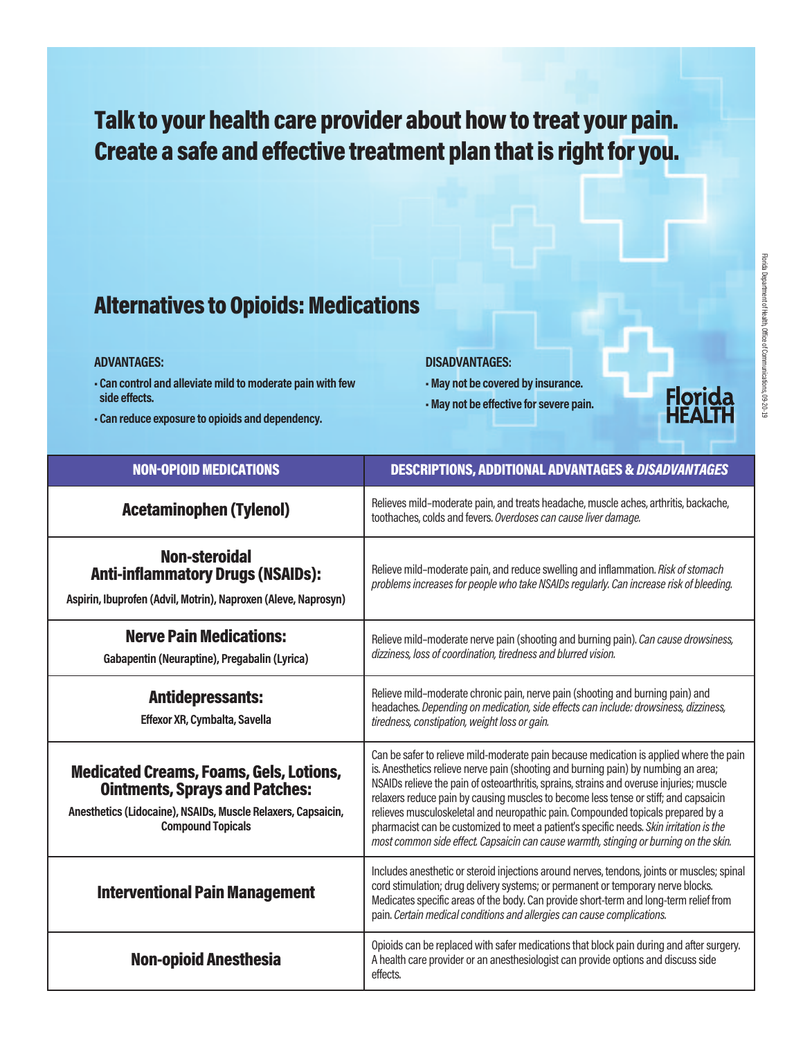# Talk to your health care provider about how to treat your pain. Create a safe and effective treatment plan that is right for you.

## Alternatives to Opioids: Medications

**ADVANTAGES:**

- **Can control and alleviate mild to moderate pain with few side effects.**
- **Can reduce exposure to opioids and dependency.**

**DISADVANTAGES:**

- **May not be covered by insurance.**
- **May not be effective for severe pain.**

| NON-OPIOID MEDICATIONS | DESCRIPTIONS, ADDITIONAL ADVANTAGES & *DISADVANTAGES* |
|---|---|
| **Acetaminophen (Tylenol)** | Relieves mild–moderate pain, and treats headache, muscle aches, arthritis, backache, toothaches, colds and fevers. *Overdoses can cause liver damage.* |
| **Non-steroidal Anti-inflammatory Drugs (NSAIDs):** Aspirin, Ibuprofen (Advil, Motrin), Naproxen (Aleve, Naprosyn) | Relieve mild–moderate pain, and reduce swelling and inflammation. *Risk of stomach problems increases for people who take NSAIDs regularly. Can increase risk of bleeding.* |
| **Nerve Pain Medications:** Gabapentin (Neuraptine), Pregabalin (Lyrica) | Relieve mild–moderate nerve pain (shooting and burning pain). *Can cause drowsiness, dizziness, loss of coordination, tiredness and blurred vision.* |
| **Antidepressants:** Effexor XR, Cymbalta, Savella | Relieve mild–moderate chronic pain, nerve pain (shooting and burning pain) and headaches. *Depending on medication, side effects can include: drowsiness, dizziness, tiredness, constipation, weight loss or gain.* |
| **Medicated Creams, Foams, Gels, Lotions, Ointments, Sprays and Patches:** Anesthetics (Lidocaine), NSAIDs, Muscle Relaxers, Capsaicin, Compound Topicals | Can be safer to relieve mild-moderate pain because medication is applied where the pain is. Anesthetics relieve nerve pain (shooting and burning pain) by numbing an area; NSAIDs relieve the pain of osteoarthritis, sprains, strains and overuse injuries; muscle relaxers reduce pain by causing muscles to become less tense or stiff; and capsaicin relieves musculoskeletal and neuropathic pain. Compounded topicals prepared by a pharmacist can be customized to meet a patient's specific needs. *Skin irritation is the most common side effect. Capsaicin can cause warmth, stinging or burning on the skin.* |
| **Interventional Pain Management** | Includes anesthetic or steroid injections around nerves, tendons, joints or muscles; spinal cord stimulation; drug delivery systems; or permanent or temporary nerve blocks. Medicates specific areas of the body. Can provide short-term and long-term relief from pain. *Certain medical conditions and allergies can cause complications.* |
| **Non-opioid Anesthesia** | Opioids can be replaced with safer medications that block pain during and after surgery. A health care provider or an anesthesiologist can provide options and discuss side effects. |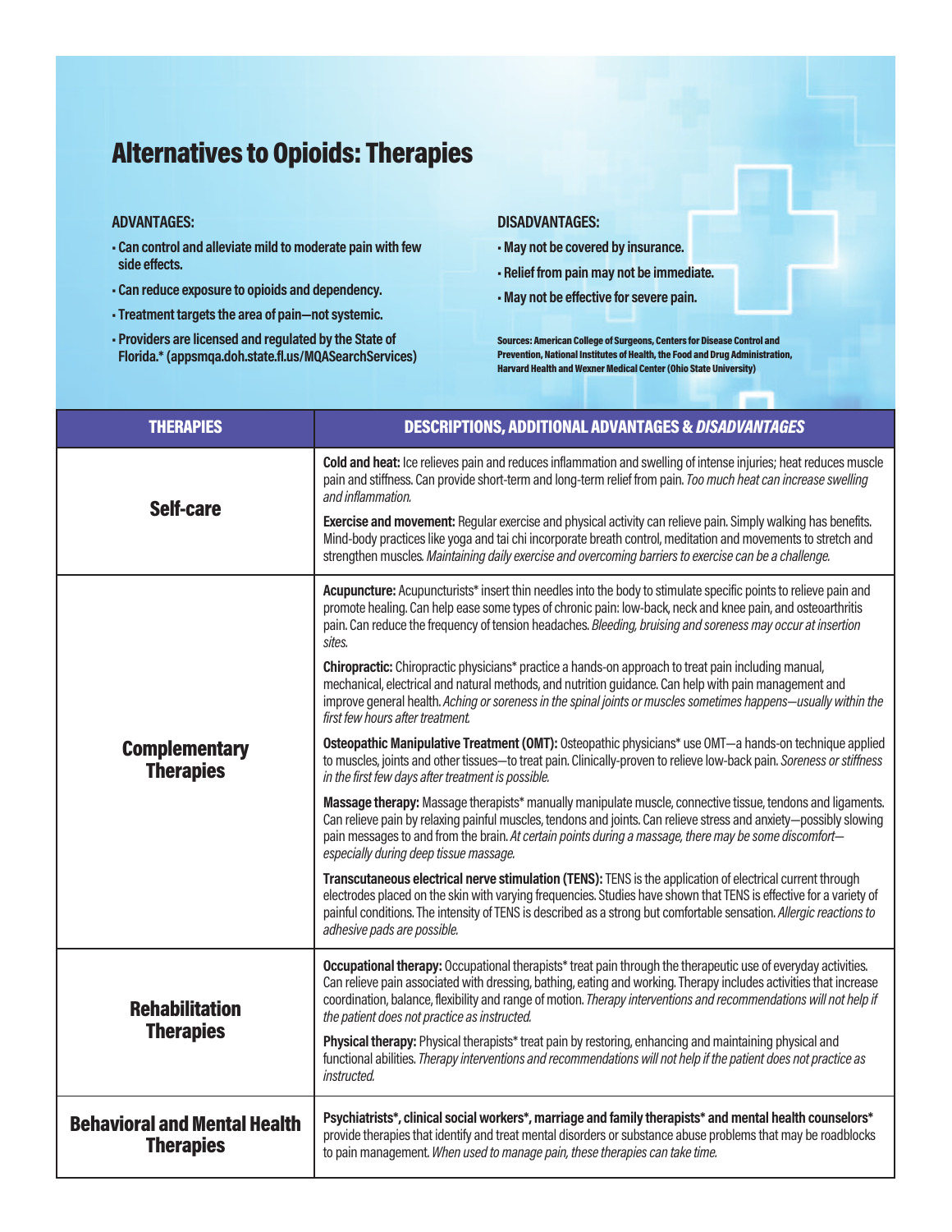# Alternatives to Opioids: Therapies

**ADVANTAGES:**

- **Can control and alleviate mild to moderate pain with few side effects.**
- **Can reduce exposure to opioids and dependency.**
- **Treatment targets the area of pain—not systemic.**
- **Providers are licensed and regulated by the State of Florida.* (appsmqa.doh.state.fl.us/MQASearchServices)**

**DISADVANTAGES:**

- **May not be covered by insurance.**
- **Relief from pain may not be immediate.**
- **May not be effective for severe pain.**

**Sources: American College of Surgeons, Centers for Disease Control and Prevention, National Institutes of Health, the Food and Drug Administration, Harvard Health and Wexner Medical Center (Ohio State University)**

| THERAPIES | DESCRIPTIONS, ADDITIONAL ADVANTAGES & *DISADVANTAGES* |
|---|---|
| **Self-care** | **Cold and heat:** Ice relieves pain and reduces inflammation and swelling of intense injuries; heat reduces muscle pain and stiffness. Can provide short-term and long-term relief from pain. *Too much heat can increase swelling and inflammation.*<br><br>**Exercise and movement:** Regular exercise and physical activity can relieve pain. Simply walking has benefits. Mind-body practices like yoga and tai chi incorporate breath control, meditation and movements to stretch and strengthen muscles. *Maintaining daily exercise and overcoming barriers to exercise can be a challenge.* |
| **Complementary Therapies** | **Acupuncture:** Acupuncturists* insert thin needles into the body to stimulate specific points to relieve pain and promote healing. Can help ease some types of chronic pain: low-back, neck and knee pain, and osteoarthritis pain. Can reduce the frequency of tension headaches. *Bleeding, bruising and soreness may occur at insertion sites.*<br><br>**Chiropractic:** Chiropractic physicians* practice a hands-on approach to treat pain including manual, mechanical, electrical and natural methods, and nutrition guidance. Can help with pain management and improve general health. *Aching or soreness in the spinal joints or muscles sometimes happens—usually within the first few hours after treatment.*<br><br>**Osteopathic Manipulative Treatment (OMT):** Osteopathic physicians* use OMT—a hands-on technique applied to muscles, joints and other tissues—to treat pain. Clinically-proven to relieve low-back pain. *Soreness or stiffness in the first few days after treatment is possible.*<br><br>**Massage therapy:** Massage therapists* manually manipulate muscle, connective tissue, tendons and ligaments. Can relieve pain by relaxing painful muscles, tendons and joints. Can relieve stress and anxiety—possibly slowing pain messages to and from the brain. *At certain points during a massage, there may be some discomfort—especially during deep tissue massage.*<br><br>**Transcutaneous electrical nerve stimulation (TENS):** TENS is the application of electrical current through electrodes placed on the skin with varying frequencies. Studies have shown that TENS is effective for a variety of painful conditions. The intensity of TENS is described as a strong but comfortable sensation. *Allergic reactions to adhesive pads are possible.* |
| **Rehabilitation Therapies** | **Occupational therapy:** Occupational therapists* treat pain through the therapeutic use of everyday activities. Can relieve pain associated with dressing, bathing, eating and working. Therapy includes activities that increase coordination, balance, flexibility and range of motion. *Therapy interventions and recommendations will not help if the patient does not practice as instructed.*<br><br>**Physical therapy:** Physical therapists* treat pain by restoring, enhancing and maintaining physical and functional abilities. *Therapy interventions and recommendations will not help if the patient does not practice as instructed.* |
| **Behavioral and Mental Health Therapies** | **Psychiatrists*, clinical social workers*, marriage and family therapists* and mental health counselors*** provide therapies that identify and treat mental disorders or substance abuse problems that may be roadblocks to pain management. *When used to manage pain, these therapies can take time.* |